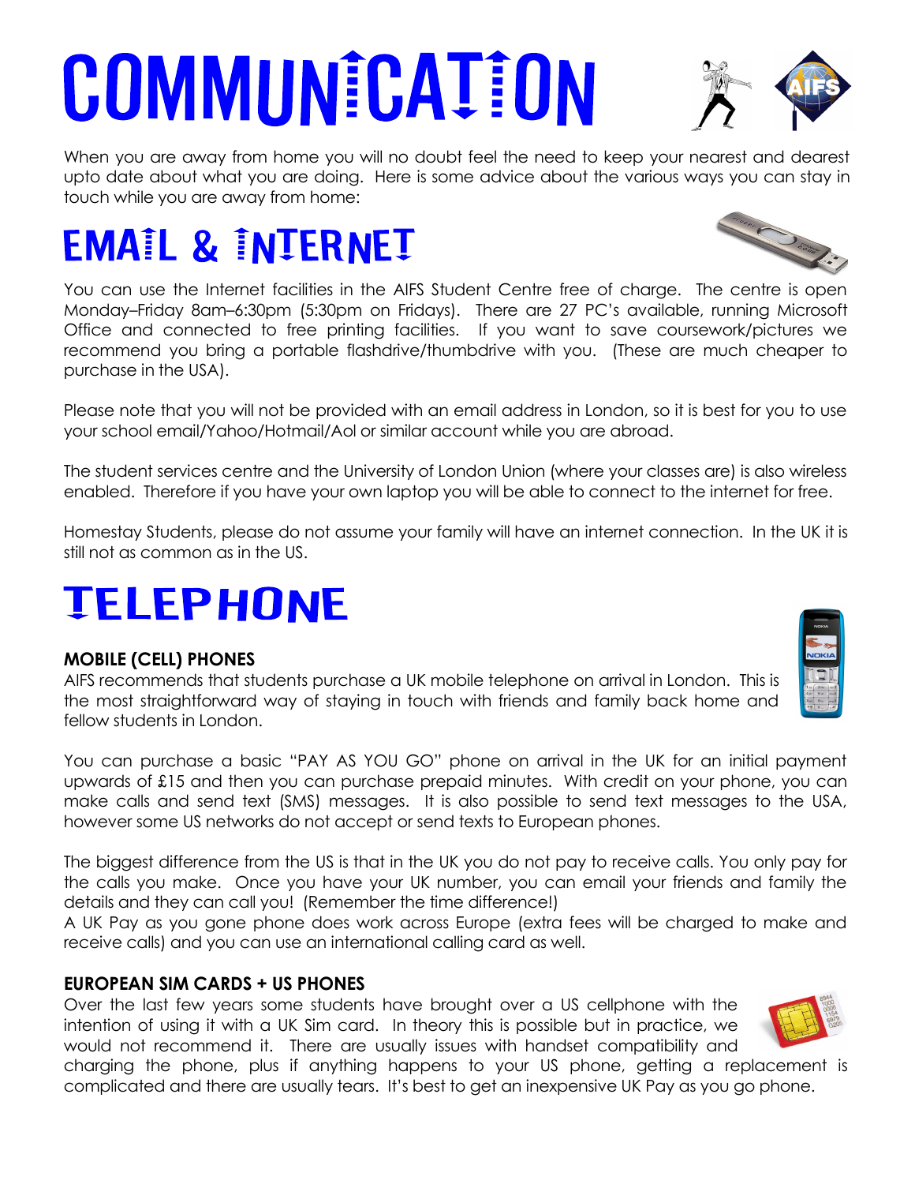# COMMUNICATION

When you are away from home you will no doubt feel the need to keep your nearest and dearest upto date about what you are doing. Here is some advice about the various ways you can stay in touch while you are away from home:

## EMAIL & INTERNET

You can use the Internet facilities in the AIFS Student Centre free of charge. The centre is open Monday–Friday 8am–6:30pm (5:30pm on Fridays). There are 27 PC's available, running Microsoft Office and connected to free printing facilities. If you want to save coursework/pictures we recommend you bring a portable flashdrive/thumbdrive with you. (These are much cheaper to purchase in the USA).

Please note that you will not be provided with an email address in London, so it is best for you to use your school email/Yahoo/Hotmail/Aol or similar account while you are abroad.

The student services centre and the University of London Union (where your classes are) is also wireless enabled. Therefore if you have your own laptop you will be able to connect to the internet for free.

Homestay Students, please do not assume your family will have an internet connection. In the UK it is still not as common as in the US.

## TELEPHONE

### MOBILE (CELL) PHONES

AIFS recommends that students purchase a UK mobile telephone on arrival in London. This is the most straightforward way of staying in touch with friends and family back home and fellow students in London.

You can purchase a basic "PAY AS YOU GO" phone on arrival in the UK for an initial payment upwards of £15 and then you can purchase prepaid minutes. With credit on your phone, you can make calls and send text (SMS) messages. It is also possible to send text messages to the USA, however some US networks do not accept or send texts to European phones.

The biggest difference from the US is that in the UK you do not pay to receive calls. You only pay for the calls you make. Once you have your UK number, you can email your friends and family the details and they can call you! (Remember the time difference!)
A UK Pay as you gone phone does work across Europe (extra fees will be charged to make and receive calls) and you can use an international calling card as well.

### EUROPEAN SIM CARDS + US PHONES

Over the last few years some students have brought over a US cellphone with the intention of using it with a UK Sim card. In theory this is possible but in practice, we would not recommend it. There are usually issues with handset compatibility and charging the phone, plus if anything happens to your US phone, getting a replacement is complicated and there are usually tears. It's best to get an inexpensive UK Pay as you go phone.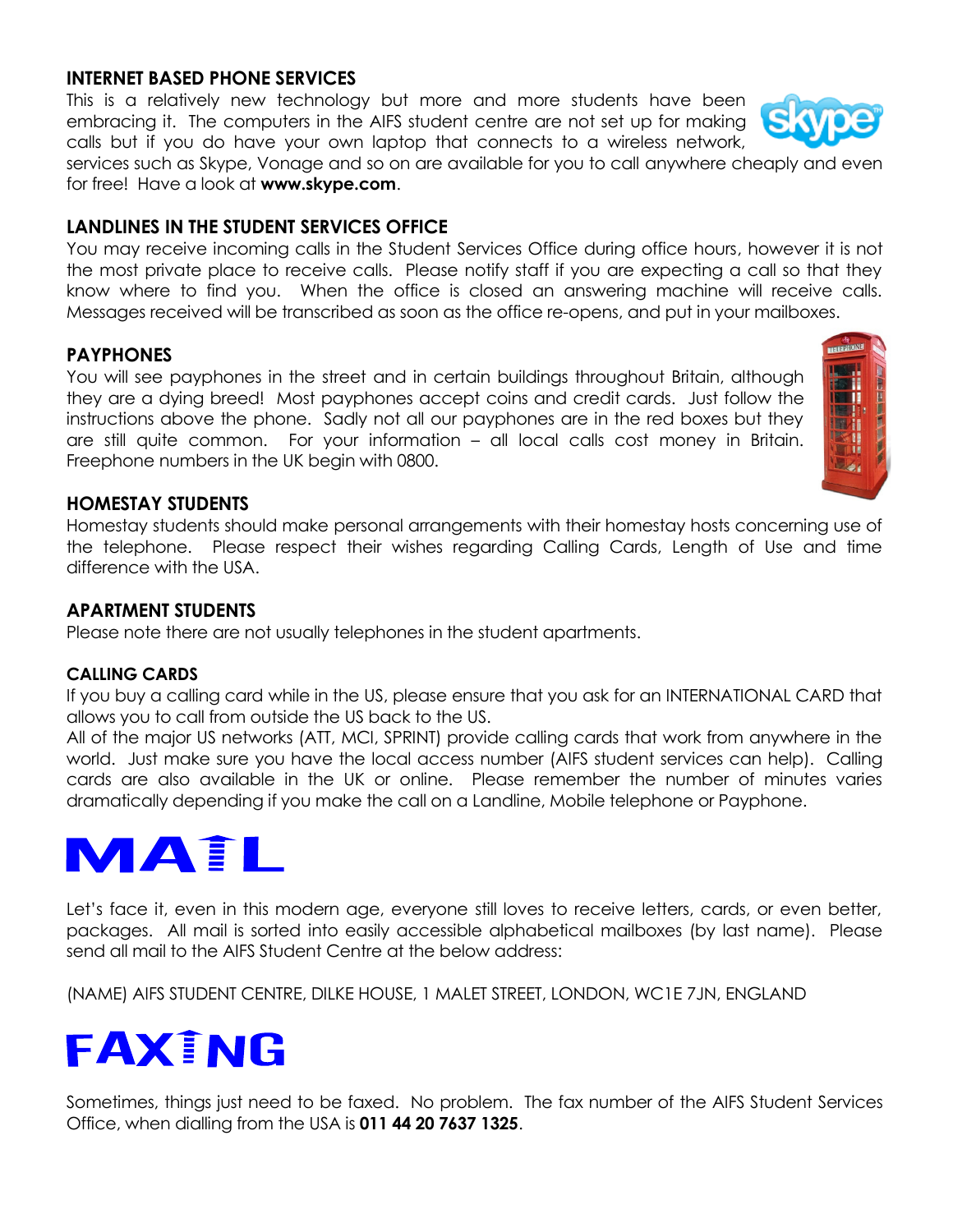## INTERNET BASED PHONE SERVICES

This is a relatively new technology but more and more students have been embracing it. The computers in the AIFS student centre are not set up for making calls but if you do have your own laptop that connects to a wireless network, services such as Skype, Vonage and so on are available for you to call anywhere cheaply and even for free! Have a look at **www.skype.com**.

## LANDLINES IN THE STUDENT SERVICES OFFICE

You may receive incoming calls in the Student Services Office during office hours, however it is not the most private place to receive calls. Please notify staff if you are expecting a call so that they know where to find you. When the office is closed an answering machine will receive calls. Messages received will be transcribed as soon as the office re-opens, and put in your mailboxes.

## PAYPHONES

You will see payphones in the street and in certain buildings throughout Britain, although they are a dying breed! Most payphones accept coins and credit cards. Just follow the instructions above the phone. Sadly not all our payphones are in the red boxes but they are still quite common. For your information – all local calls cost money in Britain. Freephone numbers in the UK begin with 0800.

## HOMESTAY STUDENTS

Homestay students should make personal arrangements with their homestay hosts concerning use of the telephone. Please respect their wishes regarding Calling Cards, Length of Use and time difference with the USA.

## APARTMENT STUDENTS

Please note there are not usually telephones in the student apartments.

## CALLING CARDS

If you buy a calling card while in the US, please ensure that you ask for an INTERNATIONAL CARD that allows you to call from outside the US back to the US.

All of the major US networks (ATT, MCI, SPRINT) provide calling cards that work from anywhere in the world. Just make sure you have the local access number (AIFS student services can help). Calling cards are also available in the UK or online. Please remember the number of minutes varies dramatically depending if you make the call on a Landline, Mobile telephone or Payphone.

# MAIL

Let's face it, even in this modern age, everyone still loves to receive letters, cards, or even better, packages. All mail is sorted into easily accessible alphabetical mailboxes (by last name). Please send all mail to the AIFS Student Centre at the below address:

(NAME) AIFS STUDENT CENTRE, DILKE HOUSE, 1 MALET STREET, LONDON, WC1E 7JN, ENGLAND

# FAXING

Sometimes, things just need to be faxed. No problem. The fax number of the AIFS Student Services Office, when dialling from the USA is **011 44 20 7637 1325**.